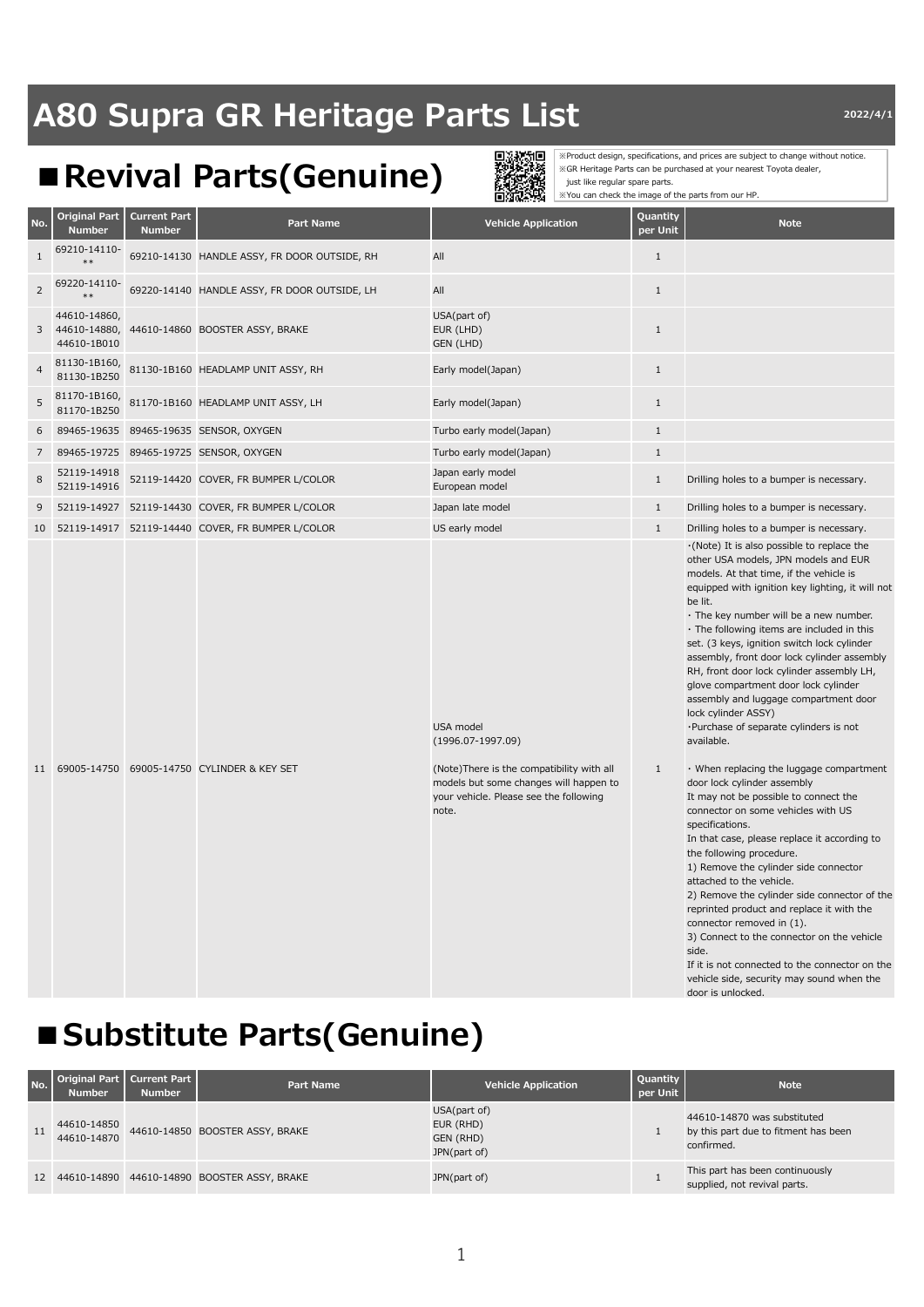# A80 Supra GR Heritage Parts List

2022/4/1

## ■Revival Parts(Genuine)

※Product design, specifications, and prices are subject to change without notice.
※GR Heritage Parts can be purchased at your nearest Toyota dealer, just like regular spare parts.
※You can check the image of the parts from our HP.

| No. | Original Part Number | Current Part Number | Part Name | Vehicle Application | Quantity per Unit | Note |
|---|---|---|---|---|---|---|
| 1 | 69210-14110-** | 69210-14130 | HANDLE ASSY, FR DOOR OUTSIDE, RH | All | 1 | |
| 2 | 69220-14110-** | 69220-14140 | HANDLE ASSY, FR DOOR OUTSIDE, LH | All | 1 | |
| 3 | 44610-14860, 44610-14880, 44610-1B010 | 44610-14860 | BOOSTER ASSY, BRAKE | USA(part of) EUR (LHD) GEN (LHD) | 1 | |
| 4 | 81130-1B160, 81130-1B250 | 81130-1B160 | HEADLAMP UNIT ASSY, RH | Early model(Japan) | 1 | |
| 5 | 81170-1B160, 81170-1B250 | 81170-1B160 | HEADLAMP UNIT ASSY, LH | Early model(Japan) | 1 | |
| 6 | 89465-19635 | 89465-19635 | SENSOR, OXYGEN | Turbo early model(Japan) | 1 | |
| 7 | 89465-19725 | 89465-19725 | SENSOR, OXYGEN | Turbo early model(Japan) | 1 | |
| 8 | 52119-14918 52119-14916 | 52119-14420 | COVER, FR BUMPER L/COLOR | Japan early model European model | 1 | Drilling holes to a bumper is necessary. |
| 9 | 52119-14927 | 52119-14430 | COVER, FR BUMPER L/COLOR | Japan late model | 1 | Drilling holes to a bumper is necessary. |
| 10 | 52119-14917 | 52119-14440 | COVER, FR BUMPER L/COLOR | US early model | 1 | Drilling holes to a bumper is necessary. |
| 11 | 69005-14750 | 69005-14750 | CYLINDER & KEY SET | USA model (1996.07-1997.09)<br><br>(Note)There is the compatibility with all models but some changes will happen to your vehicle. Please see the following note. | 1 | ·(Note) It is also possible to replace the other USA models, JPN models and EUR models. At that time, if the vehicle is equipped with ignition key lighting, it will not be lit.<br>· The key number will be a new number.<br>· The following items are included in this set. (3 keys, ignition switch lock cylinder assembly, front door lock cylinder assembly RH, front door lock cylinder assembly LH, glove compartment door lock cylinder assembly and luggage compartment door lock cylinder ASSY)<br>·Purchase of separate cylinders is not available.<br><br>· When replacing the luggage compartment door lock cylinder assembly<br>It may not be possible to connect the connector on some vehicles with US specifications.<br>In that case, please replace it according to the following procedure.<br>1) Remove the cylinder side connector attached to the vehicle.<br>2) Remove the cylinder side connector of the reprinted product and replace it with the connector removed in (1).<br>3) Connect to the connector on the vehicle side.<br>If it is not connected to the connector on the vehicle side, security may sound when the door is unlocked. |

## ■Substitute Parts(Genuine)

| No. | Original Part Number | Current Part Number | Part Name | Vehicle Application | Quantity per Unit | Note |
|---|---|---|---|---|---|---|
| 11 | 44610-14850 44610-14870 | 44610-14850 | BOOSTER ASSY, BRAKE | USA(part of) EUR (RHD) GEN (RHD) JPN(part of) | 1 | 44610-14870 was substituted by this part due to fitment has been confirmed. |
| 12 | 44610-14890 | 44610-14890 | BOOSTER ASSY, BRAKE | JPN(part of) | 1 | This part has been continuously supplied, not revival parts. |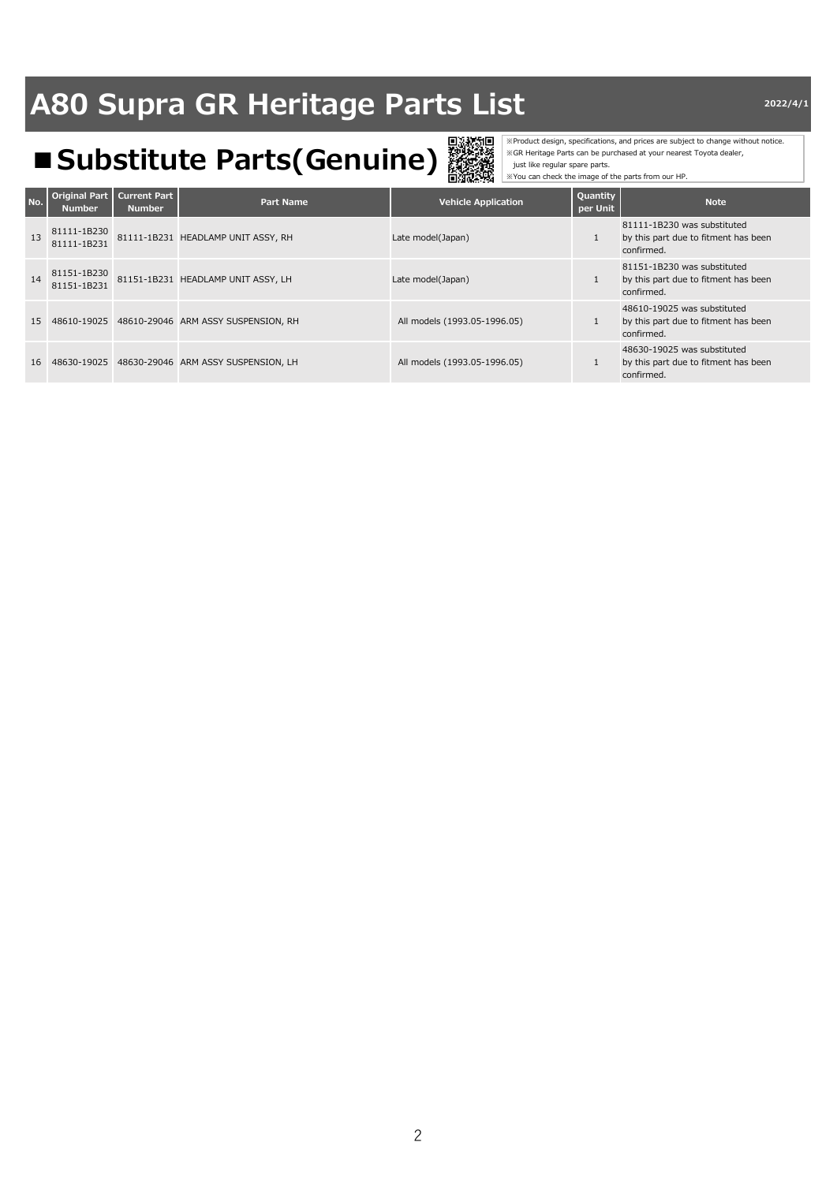# A80 Supra GR Heritage Parts List

2022/4/1

## ■Substitute Parts(Genuine)

※Product design, specifications, and prices are subject to change without notice.
※GR Heritage Parts can be purchased at your nearest Toyota dealer, just like regular spare parts.
※You can check the image of the parts from our HP.

| No. | Original Part Number | Current Part Number | Part Name | Vehicle Application | Quantity per Unit | Note |
|---|---|---|---|---|---|---|
| 13 | 81111-1B230 81111-1B231 | 81111-1B231 | HEADLAMP UNIT ASSY, RH | Late model(Japan) | 1 | 81111-1B230 was substituted by this part due to fitment has been confirmed. |
| 14 | 81151-1B230 81151-1B231 | 81151-1B231 | HEADLAMP UNIT ASSY, LH | Late model(Japan) | 1 | 81151-1B230 was substituted by this part due to fitment has been confirmed. |
| 15 | 48610-19025 | 48610-29046 | ARM ASSY SUSPENSION, RH | All models (1993.05-1996.05) | 1 | 48610-19025 was substituted by this part due to fitment has been confirmed. |
| 16 | 48630-19025 | 48630-29046 | ARM ASSY SUSPENSION, LH | All models (1993.05-1996.05) | 1 | 48630-19025 was substituted by this part due to fitment has been confirmed. |